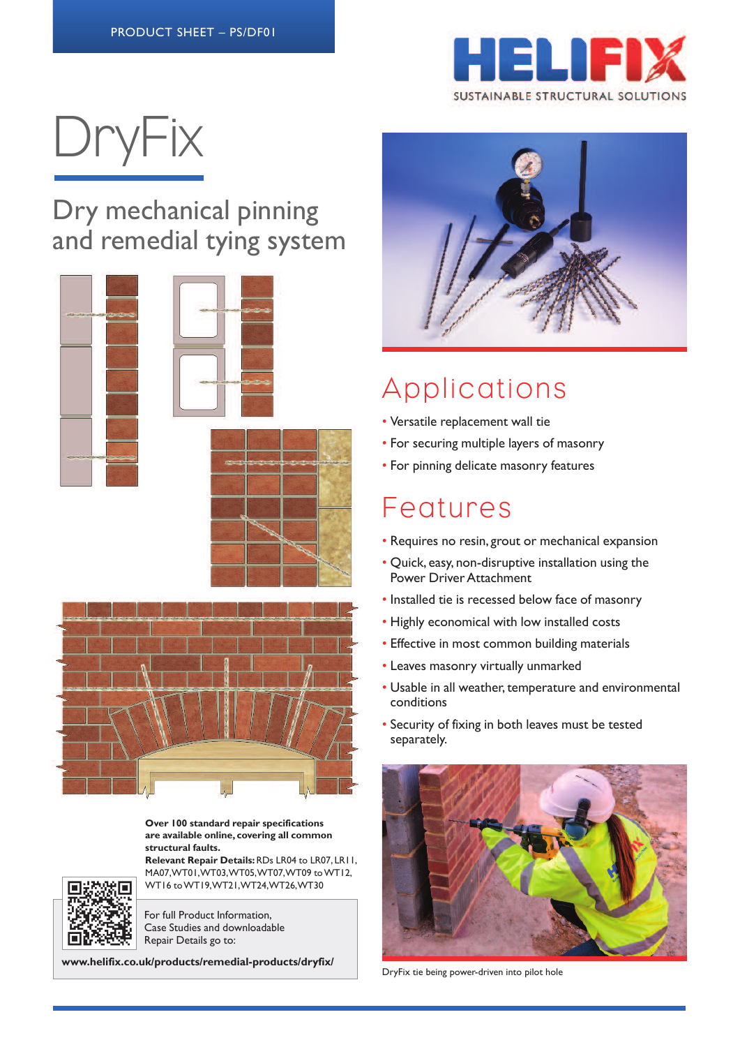PRODUCT SHEET – PS/DF01

HELIFIX
SUSTAINABLE STRUCTURAL SOLUTIONS

# DryFix

## Dry mechanical pinning and remedial tying system

## Applications

- Versatile replacement wall tie
- For securing multiple layers of masonry
- For pinning delicate masonry features

## Features

- Requires no resin, grout or mechanical expansion
- Quick, easy, non-disruptive installation using the Power Driver Attachment
- Installed tie is recessed below face of masonry
- Highly economical with low installed costs
- Effective in most common building materials
- Leaves masonry virtually unmarked
- Usable in all weather, temperature and environmental conditions
- Security of fixing in both leaves must be tested separately.

DryFix tie being power-driven into pilot hole

**Over 100 standard repair specifications are available online, covering all common structural faults.**
**Relevant Repair Details:** RDs LR04 to LR07, LR11, MA07, WT01, WT03, WT05, WT07, WT09 to WT12, WT16 to WT19, WT21, WT24, WT30

For full Product Information, Case Studies and downloadable Repair Details go to:

**www.helifix.co.uk/products/remedial-products/dryfix/**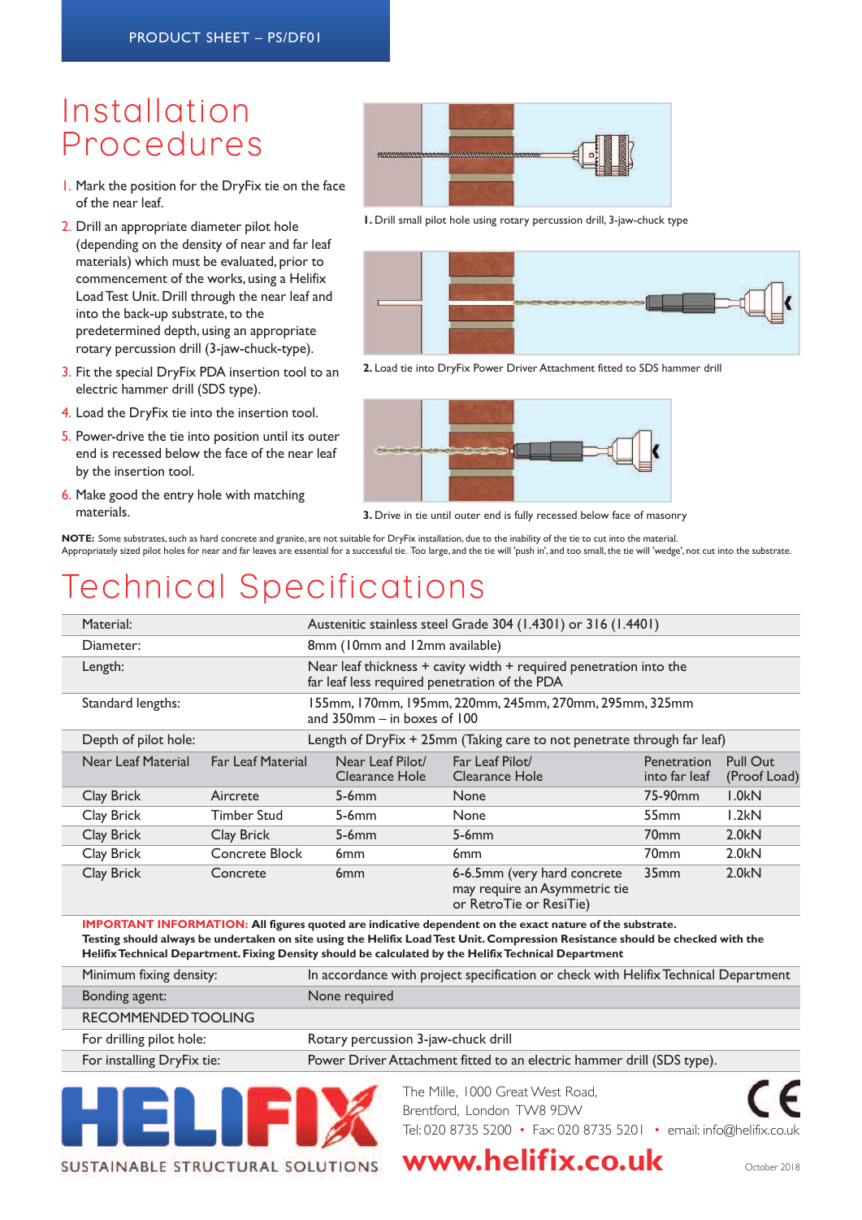# Installation Procedures

1. Mark the position for the DryFix tie on the face of the near leaf.
2. Drill an appropriate diameter pilot hole (depending on the density of near and far leaf materials) which must be evaluated, prior to commencement of the works, using a Helifix Load Test Unit. Drill through the near leaf and into the back-up substrate, to the predetermined depth, using an appropriate rotary percussion drill (3-jaw-chuck-type).
3. Fit the special DryFix PDA insertion tool to an electric hammer drill (SDS type).
4. Load the DryFix tie into the insertion tool.
5. Power-drive the tie into position until its outer end is recessed below the face of the near leaf by the insertion tool.
6. Make good the entry hole with matching materials.

**1.** Drill small pilot hole using rotary percussion drill, 3-jaw-chuck type

**2.** Load tie into DryFix Power Driver Attachment fitted to SDS hammer drill

**3.** Drive in tie until outer end is fully recessed below face of masonry

**NOTE:** Some substrates, such as hard concrete and granite, are not suitable for DryFix installation, due to the inability of the tie to cut into the material. Appropriately sized pilot holes for near and far leaves are essential for a successful tie. Too large, and the tie will 'push in', and too small, the tie will 'wedge', not cut into the substrate.

# Technical Specifications

| | |
|---|---|
| Material: | Austenitic stainless steel Grade 304 (1.4301) or 316 (1.4401) |
| Diameter: | 8mm (10mm and 12mm available) |
| Length: | Near leaf thickness + cavity width + required penetration into the far leaf less required penetration of the PDA |
| Standard lengths: | 155mm, 170mm, 195mm, 220mm, 245mm, 270mm, 295mm, 325mm and 350mm – in boxes of 100 |
| Depth of pilot hole: | Length of DryFix + 25mm (Taking care to not penetrate through far leaf) |

| Near Leaf Material | Far Leaf Material | Near Leaf Pilot/ Clearance Hole | Far Leaf Pilot/ Clearance Hole | Penetration into far leaf | Pull Out (Proof Load) |
|---|---|---|---|---|---|
| Clay Brick | Aircrete | 5-6mm | None | 75-90mm | 1.0kN |
| Clay Brick | Timber Stud | 5-6mm | None | 55mm | 1.2kN |
| Clay Brick | Clay Brick | 5-6mm | 5-6mm | 70mm | 2.0kN |
| Clay Brick | Concrete Block | 6mm | 6mm | 70mm | 2.0kN |
| Clay Brick | Concrete | 6mm | 6-6.5mm (very hard concrete may require an Asymmetric tie or RetroTie or ResiTie) | 35mm | 2.0kN |

**IMPORTANT INFORMATION: All figures quoted are indicative dependent on the exact nature of the substrate. Testing should always be undertaken on site using the Helifix Load Test Unit. Compression Resistance should be checked with the Helifix Technical Department. Fixing Density should be calculated by the Helifix Technical Department**

| | |
|---|---|
| Minimum fixing density: | In accordance with project specification or check with Helifix Technical Department |
| Bonding agent: | None required |
| RECOMMENDED TOOLING | |
| For drilling pilot hole: | Rotary percussion 3-jaw-chuck drill |
| For installing DryFix tie: | Power Driver Attachment fitted to an electric hammer drill (SDS type). |

HELIFIX
SUSTAINABLE STRUCTURAL SOLUTIONS

The Mille, 1000 Great West Road,
Brentford, London TW8 9DW
Tel: 020 8735 5200 • Fax: 020 8735 5201 • email: info@helifix.co.uk

**www.helifix.co.uk**

October 2018